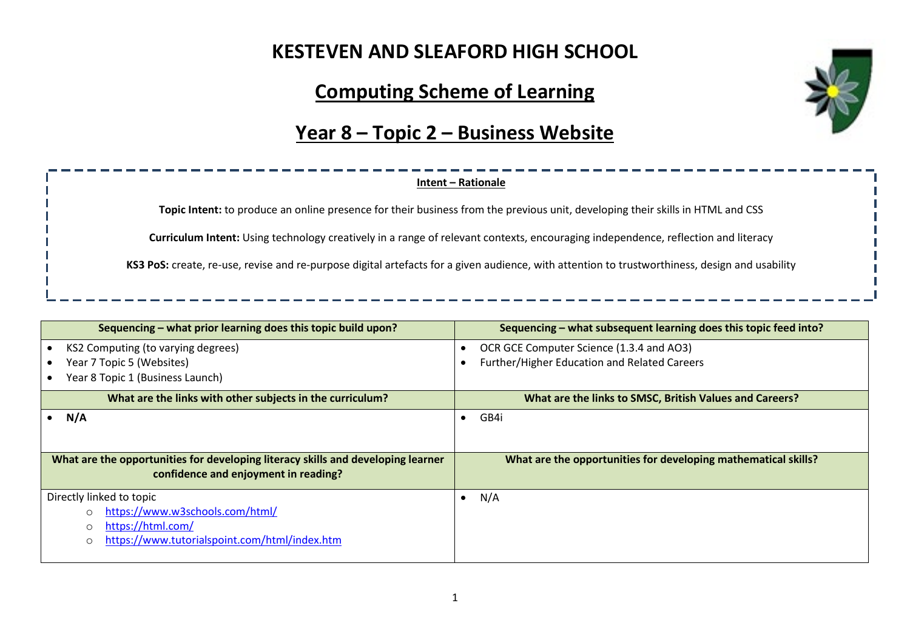# KESTEVEN AND SLEAFORD HIGH SCHOOL

## Computing Scheme of Learning

## Year 8 – Topic 2 – Business Website

**Intent – Rationale**

**Topic Intent:** to produce an online presence for their business from the previous unit, developing their skills in HTML and CSS

**Curriculum Intent:** Using technology creatively in a range of relevant contexts, encouraging independence, reflection and literacy

**KS3 PoS:** create, re-use, revise and re-purpose digital artefacts for a given audience, with attention to trustworthiness, design and usability

| Sequencing – what prior learning does this topic build upon? | Sequencing – what subsequent learning does this topic feed into? |
|---|---|
| • KS2 Computing (to varying degrees)<br>• Year 7 Topic 5 (Websites)<br>• Year 8 Topic 1 (Business Launch) | • OCR GCE Computer Science (1.3.4 and AO3)<br>• Further/Higher Education and Related Careers |
| **What are the links with other subjects in the curriculum?** | **What are the links to SMSC, British Values and Careers?** |
| • **N/A** | • GB4i |
| **What are the opportunities for developing literacy skills and developing learner confidence and enjoyment in reading?** | **What are the opportunities for developing mathematical skills?** |
| Directly linked to topic<br>○ https://www.w3schools.com/html/<br>○ https://html.com/<br>○ https://www.tutorialspoint.com/html/index.htm | • N/A |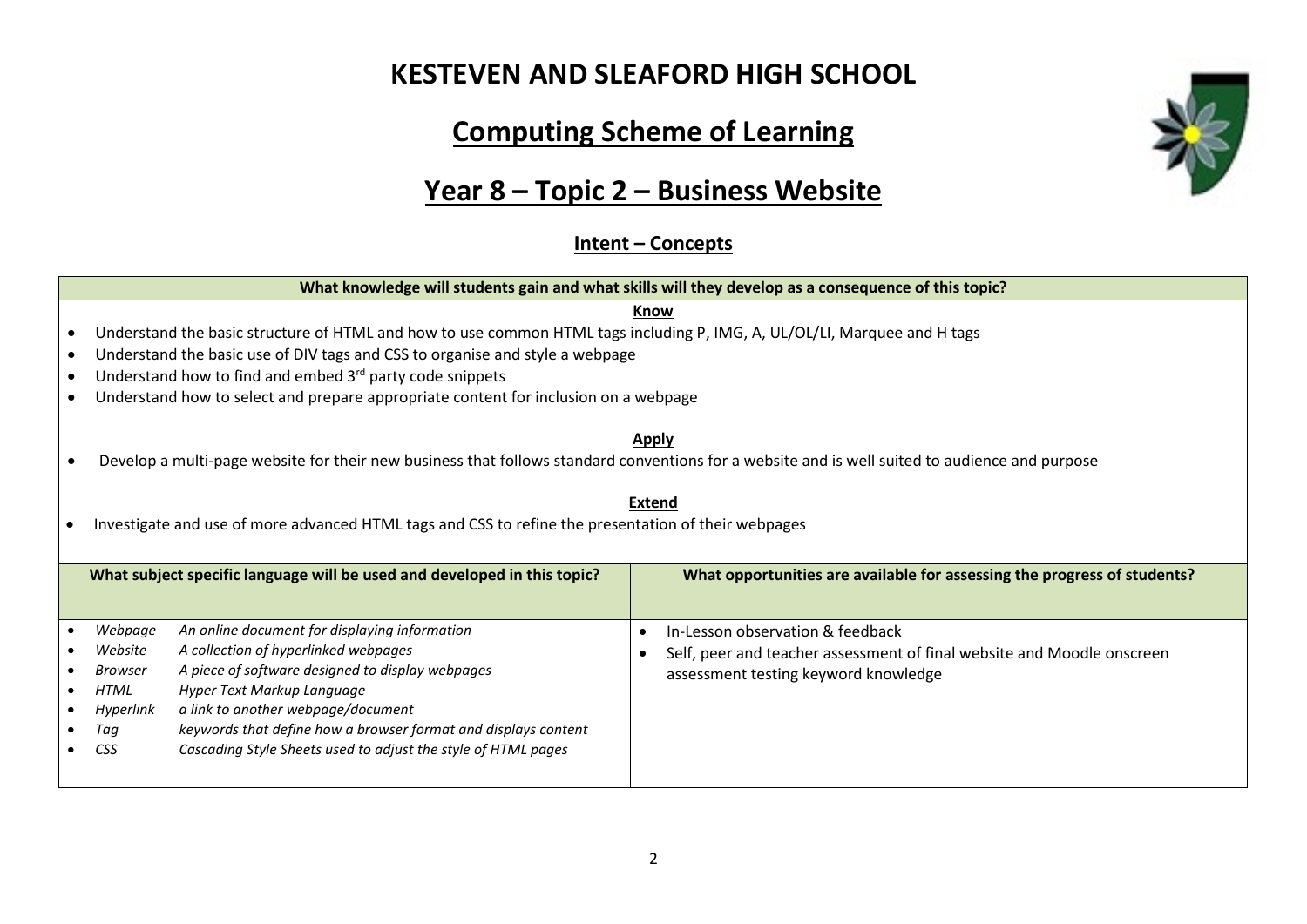# KESTEVEN AND SLEAFORD HIGH SCHOOL

## Computing Scheme of Learning

## Year 8 – Topic 2 – Business Website

### Intent – Concepts

**What knowledge will students gain and what skills will they develop as a consequence of this topic?**

**Know**

- Understand the basic structure of HTML and how to use common HTML tags including P, IMG, A, UL/OL/LI, Marquee and H tags
- Understand the basic use of DIV tags and CSS to organise and style a webpage
- Understand how to find and embed 3rd party code snippets
- Understand how to select and prepare appropriate content for inclusion on a webpage

**Apply**

- Develop a multi-page website for their new business that follows standard conventions for a website and is well suited to audience and purpose

**Extend**

- Investigate and use of more advanced HTML tags and CSS to refine the presentation of their webpages

| What subject specific language will be used and developed in this topic? | What opportunities are available for assessing the progress of students? |
|---|---|
| • *Webpage* – *An online document for displaying information*<br>• *Website* – *A collection of hyperlinked webpages*<br>• *Browser* – *A piece of software designed to display webpages*<br>• *HTML* – *Hyper Text Markup Language*<br>• *Hyperlink* – *a link to another webpage/document*<br>• *Tag* – *keywords that define how a browser format and displays content*<br>• *CSS* – *Cascading Style Sheets used to adjust the style of HTML pages* | • In-Lesson observation & feedback<br>• Self, peer and teacher assessment of final website and Moodle onscreen assessment testing keyword knowledge |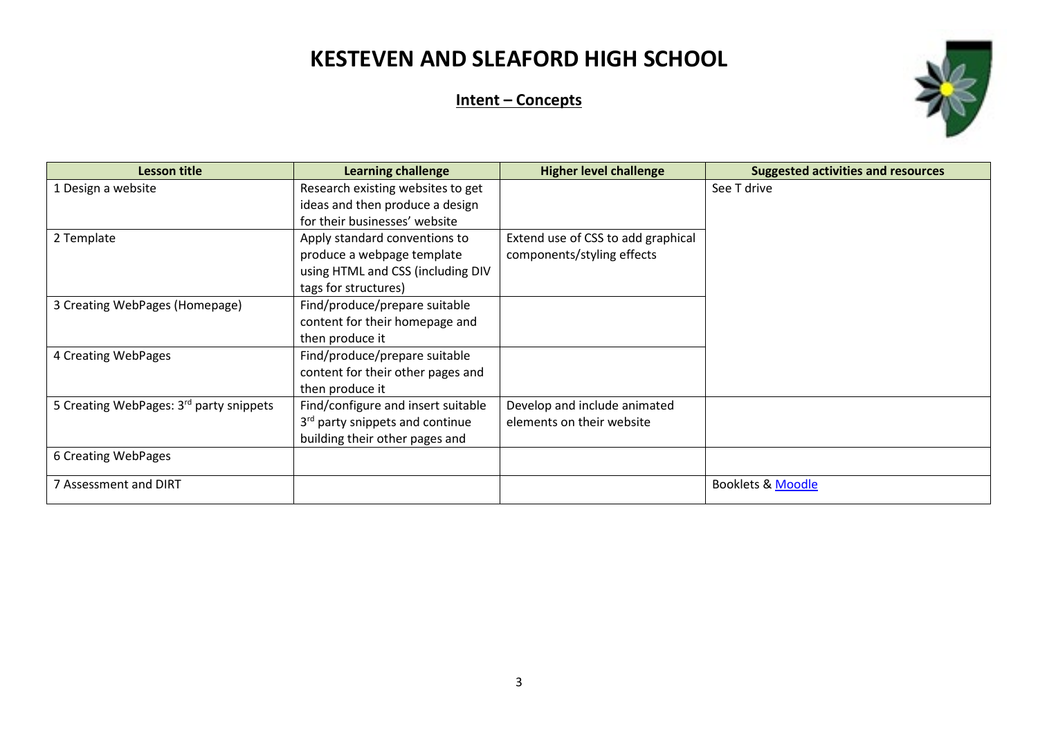# KESTEVEN AND SLEAFORD HIGH SCHOOL

## Intent – Concepts

| Lesson title | Learning challenge | Higher level challenge | Suggested activities and resources |
|---|---|---|---|
| 1 Design a website | Research existing websites to get ideas and then produce a design for their businesses' website | | See T drive |
| 2 Template | Apply standard conventions to produce a webpage template using HTML and CSS (including DIV tags for structures) | Extend use of CSS to add graphical components/styling effects | |
| 3 Creating WebPages (Homepage) | Find/produce/prepare suitable content for their homepage and then produce it | | |
| 4 Creating WebPages | Find/produce/prepare suitable content for their other pages and then produce it | | |
| 5 Creating WebPages: 3rd party snippets | Find/configure and insert suitable 3rd party snippets and continue building their other pages and | Develop and include animated elements on their website | |
| 6 Creating WebPages | | | |
| 7 Assessment and DIRT | | | Booklets & Moodle |